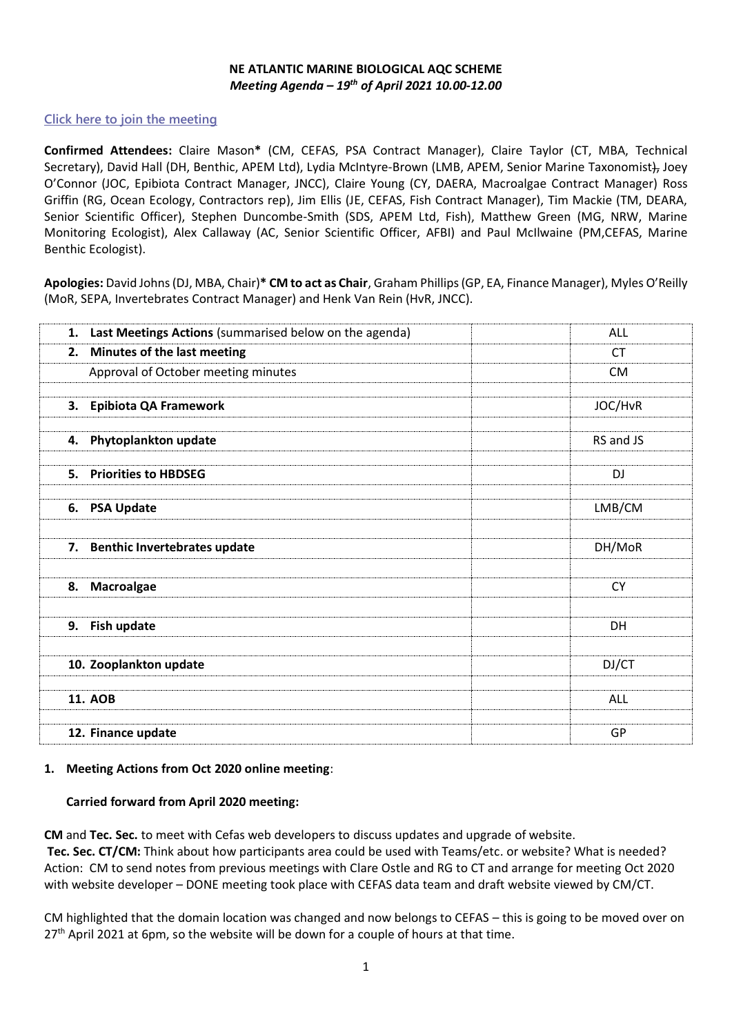**NE ATLANTIC MARINE BIOLOGICAL AQC SCHEME**

***Meeting Agenda – 19th of April 2021 10.00-12.00***

[Click here to join the meeting]

**Confirmed Attendees:** Claire Mason* (CM, CEFAS, PSA Contract Manager), Claire Taylor (CT, MBA, Technical Secretary), David Hall (DH, Benthic, APEM Ltd), Lydia McIntyre-Brown (LMB, APEM, Senior Marine Taxonomist), Joey O'Connor (JOC, Epibiota Contract Manager, JNCC), Claire Young (CY, DAERA, Macroalgae Contract Manager) Ross Griffin (RG, Ocean Ecology, Contractors rep), Jim Ellis (JE, CEFAS, Fish Contract Manager), Tim Mackie (TM, DEARA, Senior Scientific Officer), Stephen Duncombe-Smith (SDS, APEM Ltd, Fish), Matthew Green (MG, NRW, Marine Monitoring Ecologist), Alex Callaway (AC, Senior Scientific Officer, AFBI) and Paul McIlwaine (PM,CEFAS, Marine Benthic Ecologist).

**Apologies:** David Johns (DJ, MBA, Chair)* **CM to act as Chair**, Graham Phillips (GP, EA, Finance Manager), Myles O'Reilly (MoR, SEPA, Invertebrates Contract Manager) and Henk Van Rein (HvR, JNCC).

| | | |
|---|---|---|
| **1. Last Meetings Actions** (summarised below on the agenda) | | ALL |
| **2. Minutes of the last meeting** | | CT |
| Approval of October meeting minutes | | CM |
| | | |
| **3. Epibiota QA Framework** | | JOC/HvR |
| | | |
| **4. Phytoplankton update** | | RS and JS |
| | | |
| **5. Priorities to HBDSEG** | | DJ |
| | | |
| **6. PSA Update** | | LMB/CM |
| | | |
| **7. Benthic Invertebrates update** | | DH/MoR |
| | | |
| **8. Macroalgae** | | CY |
| | | |
| **9. Fish update** | | DH |
| | | |
| **10. Zooplankton update** | | DJ/CT |
| | | |
| **11. AOB** | | ALL |
| | | |
| **12. Finance update** | | GP |

**1. Meeting Actions from Oct 2020 online meeting**:

**Carried forward from April 2020 meeting:**

**CM** and **Tec. Sec.** to meet with Cefas web developers to discuss updates and upgrade of website.
**Tec. Sec. CT/CM:** Think about how participants area could be used with Teams/etc. or website? What is needed? Action: CM to send notes from previous meetings with Clare Ostle and RG to CT and arrange for meeting Oct 2020 with website developer – DONE meeting took place with CEFAS data team and draft website viewed by CM/CT.

CM highlighted that the domain location was changed and now belongs to CEFAS – this is going to be moved over on 27th April 2021 at 6pm, so the website will be down for a couple of hours at that time.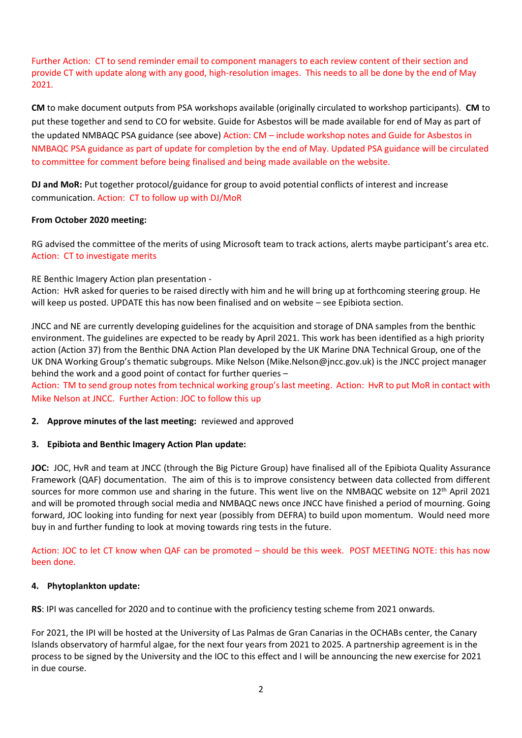Further Action: CT to send reminder email to component managers to each review content of their section and provide CT with update along with any good, high-resolution images. This needs to all be done by the end of May 2021.

**CM** to make document outputs from PSA workshops available (originally circulated to workshop participants). **CM** to put these together and send to CO for website. Guide for Asbestos will be made available for end of May as part of the updated NMBAQC PSA guidance (see above) Action: CM – include workshop notes and Guide for Asbestos in NMBAQC PSA guidance as part of update for completion by the end of May. Updated PSA guidance will be circulated to committee for comment before being finalised and being made available on the website.

**DJ and MoR:** Put together protocol/guidance for group to avoid potential conflicts of interest and increase communication. Action: CT to follow up with DJ/MoR

**From October 2020 meeting:**

RG advised the committee of the merits of using Microsoft team to track actions, alerts maybe participant's area etc. Action: CT to investigate merits

RE Benthic Imagery Action plan presentation -
Action: HvR asked for queries to be raised directly with him and he will bring up at forthcoming steering group. He will keep us posted. UPDATE this has now been finalised and on website – see Epibiota section.

JNCC and NE are currently developing guidelines for the acquisition and storage of DNA samples from the benthic environment. The guidelines are expected to be ready by April 2021. This work has been identified as a high priority action (Action 37) from the Benthic DNA Action Plan developed by the UK Marine DNA Technical Group, one of the UK DNA Working Group's thematic subgroups. Mike Nelson (Mike.Nelson@jncc.gov.uk) is the JNCC project manager behind the work and a good point of contact for further queries –
Action: TM to send group notes from technical working group's last meeting. Action: HvR to put MoR in contact with Mike Nelson at JNCC. Further Action: JOC to follow this up

2. **Approve minutes of the last meeting:** reviewed and approved

3. **Epibiota and Benthic Imagery Action Plan update:**

**JOC:** JOC, HvR and team at JNCC (through the Big Picture Group) have finalised all of the Epibiota Quality Assurance Framework (QAF) documentation. The aim of this is to improve consistency between data collected from different sources for more common use and sharing in the future. This went live on the NMBAQC website on 12th April 2021 and will be promoted through social media and NMBAQC news once JNCC have finished a period of mourning. Going forward, JOC looking into funding for next year (possibly from DEFRA) to build upon momentum. Would need more buy in and further funding to look at moving towards ring tests in the future.

Action: JOC to let CT know when QAF can be promoted – should be this week. POST MEETING NOTE: this has now been done.

4. **Phytoplankton update:**

**RS**: IPI was cancelled for 2020 and to continue with the proficiency testing scheme from 2021 onwards.

For 2021, the IPI will be hosted at the University of Las Palmas de Gran Canarias in the OCHABs center, the Canary Islands observatory of harmful algae, for the next four years from 2021 to 2025. A partnership agreement is in the process to be signed by the University and the IOC to this effect and I will be announcing the new exercise for 2021 in due course.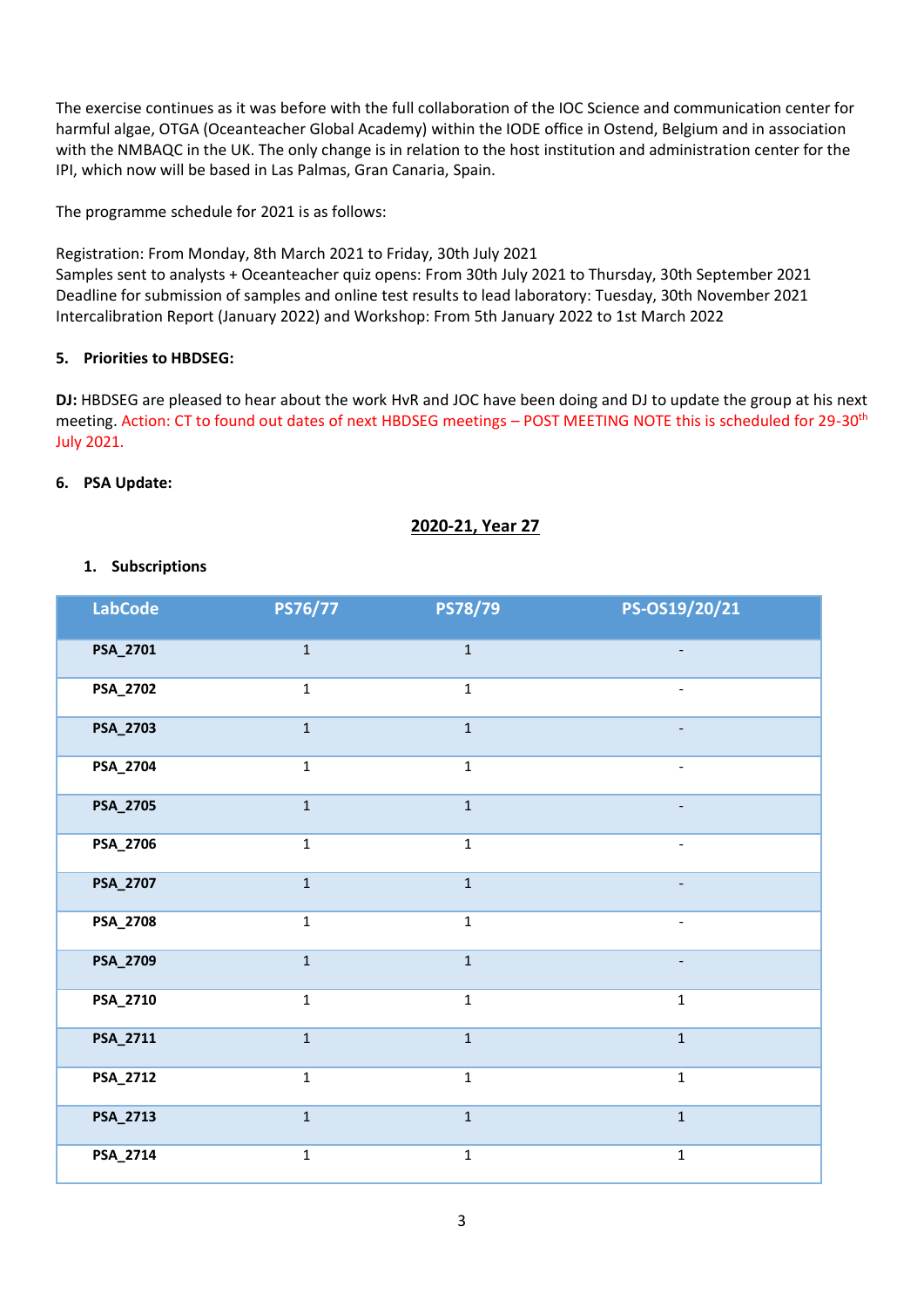The exercise continues as it was before with the full collaboration of the IOC Science and communication center for harmful algae, OTGA (Oceanteacher Global Academy) within the IODE office in Ostend, Belgium and in association with the NMBAQC in the UK. The only change is in relation to the host institution and administration center for the IPI, which now will be based in Las Palmas, Gran Canaria, Spain.

The programme schedule for 2021 is as follows:

Registration: From Monday, 8th March 2021 to Friday, 30th July 2021
Samples sent to analysts + Oceanteacher quiz opens: From 30th July 2021 to Thursday, 30th September 2021
Deadline for submission of samples and online test results to lead laboratory: Tuesday, 30th November 2021
Intercalibration Report (January 2022) and Workshop: From 5th January 2022 to 1st March 2022

**5. Priorities to HBDSEG:**

**DJ:** HBDSEG are pleased to hear about the work HvR and JOC have been doing and DJ to update the group at his next meeting. Action: CT to found out dates of next HBDSEG meetings – POST MEETING NOTE this is scheduled for 29-30th July 2021.

**6. PSA Update:**

**2020-21, Year 27**

**1. Subscriptions**

| LabCode | PS76/77 | PS78/79 | PS-OS19/20/21 |
|---|---|---|---|
| **PSA_2701** | 1 | 1 | - |
| **PSA_2702** | 1 | 1 | - |
| **PSA_2703** | 1 | 1 | - |
| **PSA_2704** | 1 | 1 | - |
| **PSA_2705** | 1 | 1 | - |
| **PSA_2706** | 1 | 1 | - |
| **PSA_2707** | 1 | 1 | - |
| **PSA_2708** | 1 | 1 | - |
| **PSA_2709** | 1 | 1 | - |
| **PSA_2710** | 1 | 1 | 1 |
| **PSA_2711** | 1 | 1 | 1 |
| **PSA_2712** | 1 | 1 | 1 |
| **PSA_2713** | 1 | 1 | 1 |
| **PSA_2714** | 1 | 1 | 1 |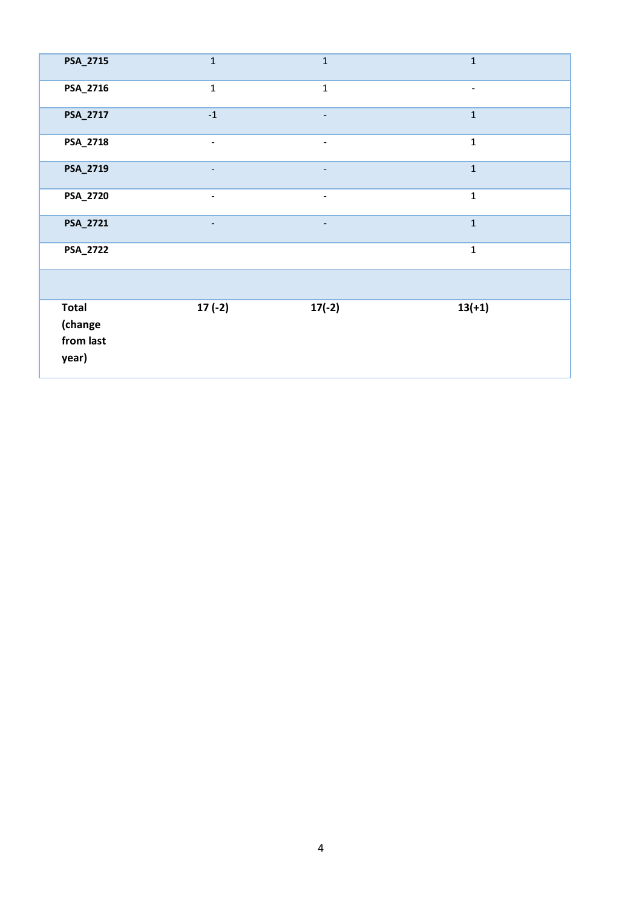| | | | |
|---|---|---|---|
| **PSA_2715** | 1 | 1 | 1 |
| **PSA_2716** | 1 | 1 | - |
| **PSA_2717** | -1 | - | 1 |
| **PSA_2718** | - | - | 1 |
| **PSA_2719** | - | - | 1 |
| **PSA_2720** | - | - | 1 |
| **PSA_2721** | - | - | 1 |
| **PSA_2722** | | | 1 |
| | | | |
| **Total (change from last year)** | **17 (-2)** | **17(-2)** | **13(+1)** |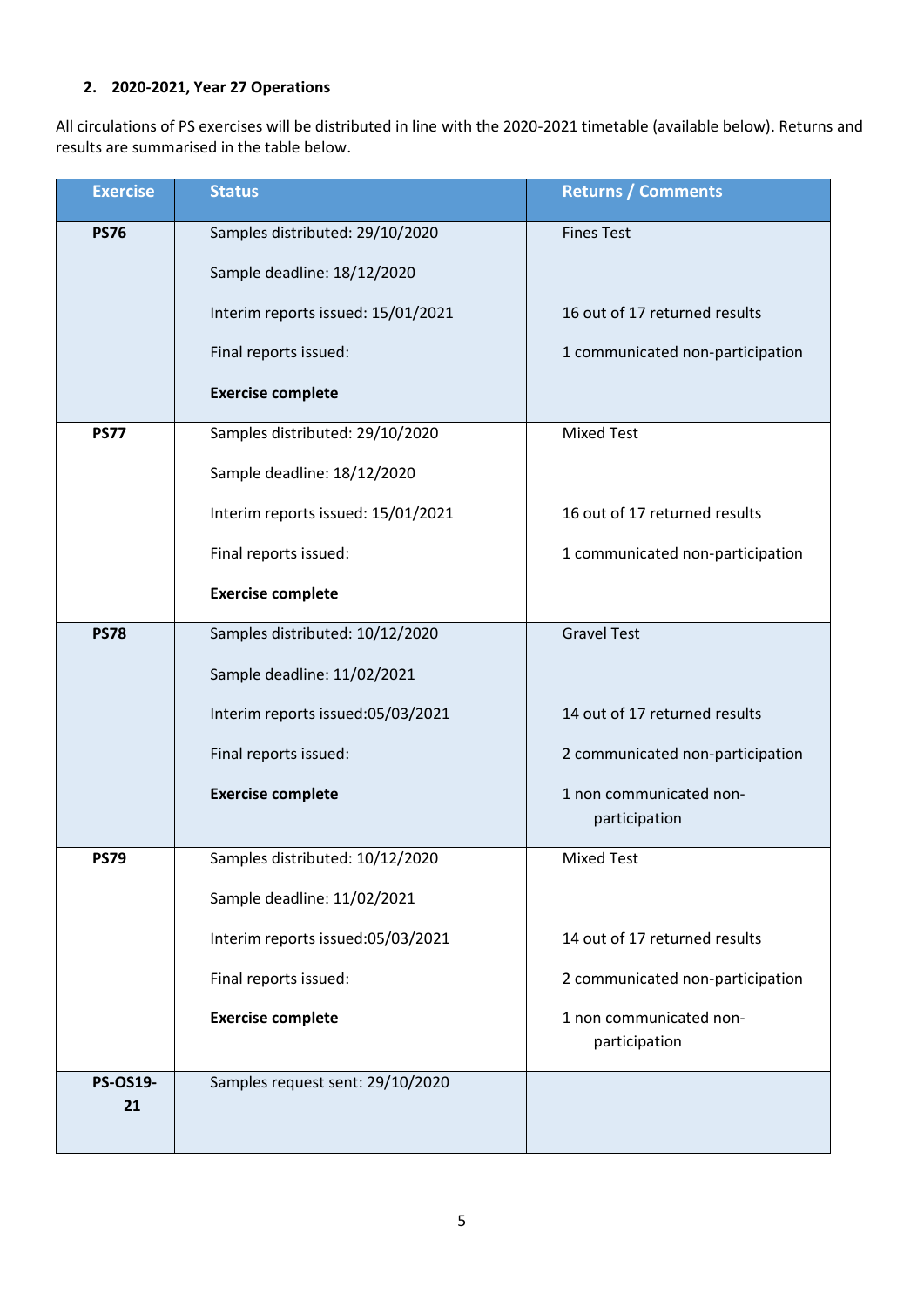## 2. 2020-2021, Year 27 Operations

All circulations of PS exercises will be distributed in line with the 2020-2021 timetable (available below). Returns and results are summarised in the table below.

| Exercise | Status | Returns / Comments |
|---|---|---|
| **PS76** | Samples distributed: 29/10/2020<br>Sample deadline: 18/12/2020<br>Interim reports issued: 15/01/2021<br>Final reports issued:<br>**Exercise complete** | Fines Test<br><br>16 out of 17 returned results<br>1 communicated non-participation |
| **PS77** | Samples distributed: 29/10/2020<br>Sample deadline: 18/12/2020<br>Interim reports issued: 15/01/2021<br>Final reports issued:<br>**Exercise complete** | Mixed Test<br><br>16 out of 17 returned results<br>1 communicated non-participation |
| **PS78** | Samples distributed: 10/12/2020<br>Sample deadline: 11/02/2021<br>Interim reports issued:05/03/2021<br>Final reports issued:<br>**Exercise complete** | Gravel Test<br><br>14 out of 17 returned results<br>2 communicated non-participation<br>1 non communicated non-participation |
| **PS79** | Samples distributed: 10/12/2020<br>Sample deadline: 11/02/2021<br>Interim reports issued:05/03/2021<br>Final reports issued:<br>**Exercise complete** | Mixed Test<br><br>14 out of 17 returned results<br>2 communicated non-participation<br>1 non communicated non-participation |
| **PS-OS19-21** | Samples request sent: 29/10/2020 | |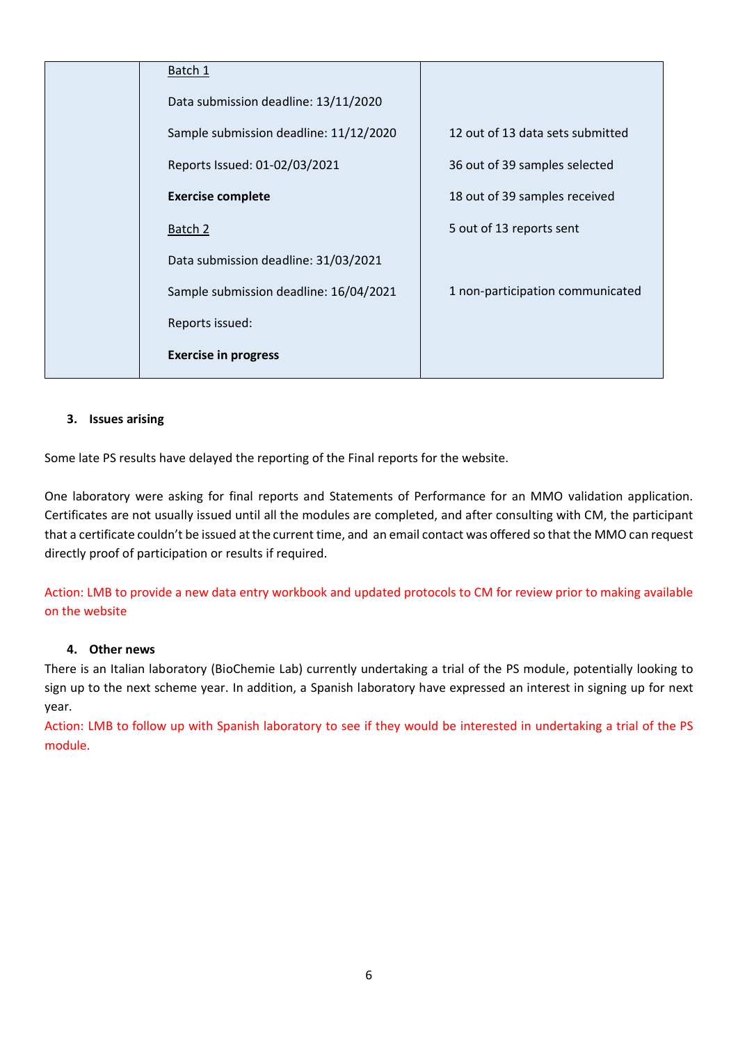| | Batch 1<br><br>Data submission deadline: 13/11/2020<br><br>Sample submission deadline: 11/12/2020<br><br>Reports Issued: 01-02/03/2021<br><br>**Exercise complete**<br><br>Batch 2<br><br>Data submission deadline: 31/03/2021<br><br>Sample submission deadline: 16/04/2021<br><br>Reports issued:<br><br>**Exercise in progress** | 12 out of 13 data sets submitted<br><br>36 out of 39 samples selected<br><br>18 out of 39 samples received<br><br>5 out of 13 reports sent<br><br>1 non-participation communicated |
|---|---|---|

### 3. Issues arising

Some late PS results have delayed the reporting of the Final reports for the website.

One laboratory were asking for final reports and Statements of Performance for an MMO validation application. Certificates are not usually issued until all the modules are completed, and after consulting with CM, the participant that a certificate couldn't be issued at the current time, and an email contact was offered so that the MMO can request directly proof of participation or results if required.

Action: LMB to provide a new data entry workbook and updated protocols to CM for review prior to making available on the website

### 4. Other news

There is an Italian laboratory (BioChemie Lab) currently undertaking a trial of the PS module, potentially looking to sign up to the next scheme year. In addition, a Spanish laboratory have expressed an interest in signing up for next year.

Action: LMB to follow up with Spanish laboratory to see if they would be interested in undertaking a trial of the PS module.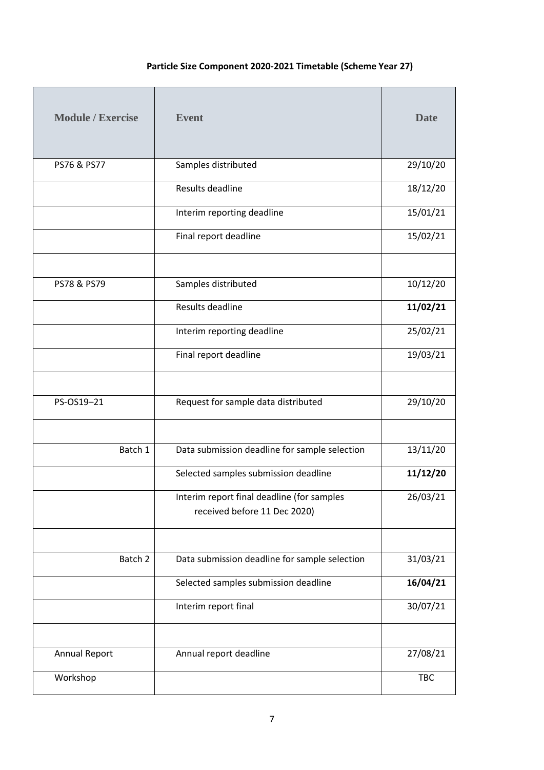**Particle Size Component 2020-2021 Timetable (Scheme Year 27)**

| Module / Exercise | Event | Date |
|---|---|---|
| PS76 & PS77 | Samples distributed | 29/10/20 |
| | Results deadline | 18/12/20 |
| | Interim reporting deadline | 15/01/21 |
| | Final report deadline | 15/02/21 |
| | | |
| PS78 & PS79 | Samples distributed | 10/12/20 |
| | Results deadline | **11/02/21** |
| | Interim reporting deadline | 25/02/21 |
| | Final report deadline | 19/03/21 |
| | | |
| PS-OS19–21 | Request for sample data distributed | 29/10/20 |
| | | |
| Batch 1 | Data submission deadline for sample selection | 13/11/20 |
| | Selected samples submission deadline | **11/12/20** |
| | Interim report final deadline (for samples received before 11 Dec 2020) | 26/03/21 |
| | | |
| Batch 2 | Data submission deadline for sample selection | 31/03/21 |
| | Selected samples submission deadline | **16/04/21** |
| | Interim report final | 30/07/21 |
| | | |
| Annual Report | Annual report deadline | 27/08/21 |
| Workshop | | TBC |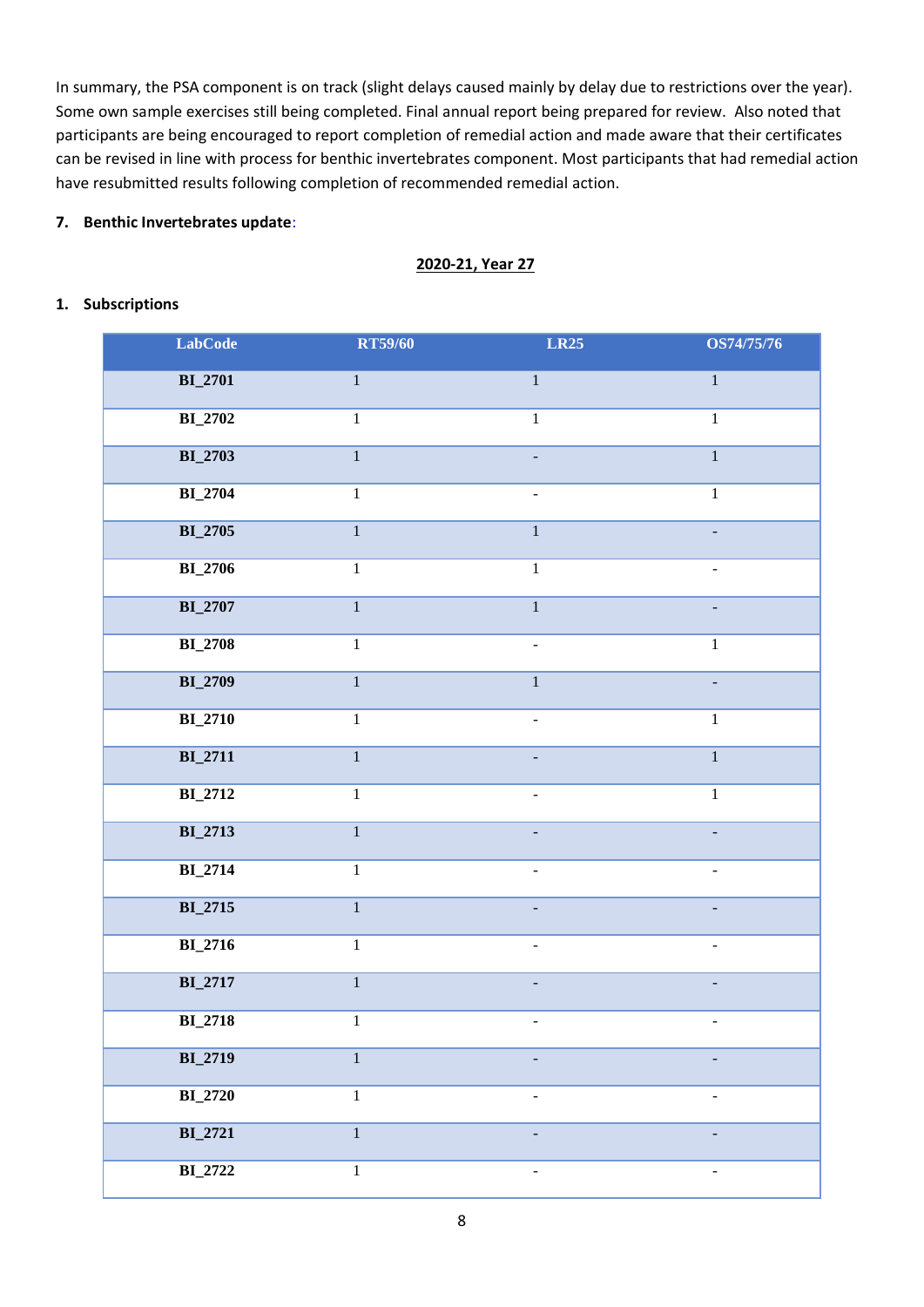In summary, the PSA component is on track (slight delays caused mainly by delay due to restrictions over the year). Some own sample exercises still being completed. Final annual report being prepared for review. Also noted that participants are being encouraged to report completion of remedial action and made aware that their certificates can be revised in line with process for benthic invertebrates component. Most participants that had remedial action have resubmitted results following completion of recommended remedial action.

**7. Benthic Invertebrates update**:

**2020-21, Year 27**

**1. Subscriptions**

| LabCode | RT59/60 | LR25 | OS74/75/76 |
|---|---|---|---|
| BI_2701 | 1 | 1 | 1 |
| BI_2702 | 1 | 1 | 1 |
| BI_2703 | 1 | - | 1 |
| BI_2704 | 1 | - | 1 |
| BI_2705 | 1 | 1 | - |
| BI_2706 | 1 | 1 | - |
| BI_2707 | 1 | 1 | - |
| BI_2708 | 1 | - | 1 |
| BI_2709 | 1 | 1 | - |
| BI_2710 | 1 | - | 1 |
| BI_2711 | 1 | - | 1 |
| BI_2712 | 1 | - | 1 |
| BI_2713 | 1 | - | - |
| BI_2714 | 1 | - | - |
| BI_2715 | 1 | - | - |
| BI_2716 | 1 | - | - |
| BI_2717 | 1 | - | - |
| BI_2718 | 1 | - | - |
| BI_2719 | 1 | - | - |
| BI_2720 | 1 | - | - |
| BI_2721 | 1 | - | - |
| BI_2722 | 1 | - | - |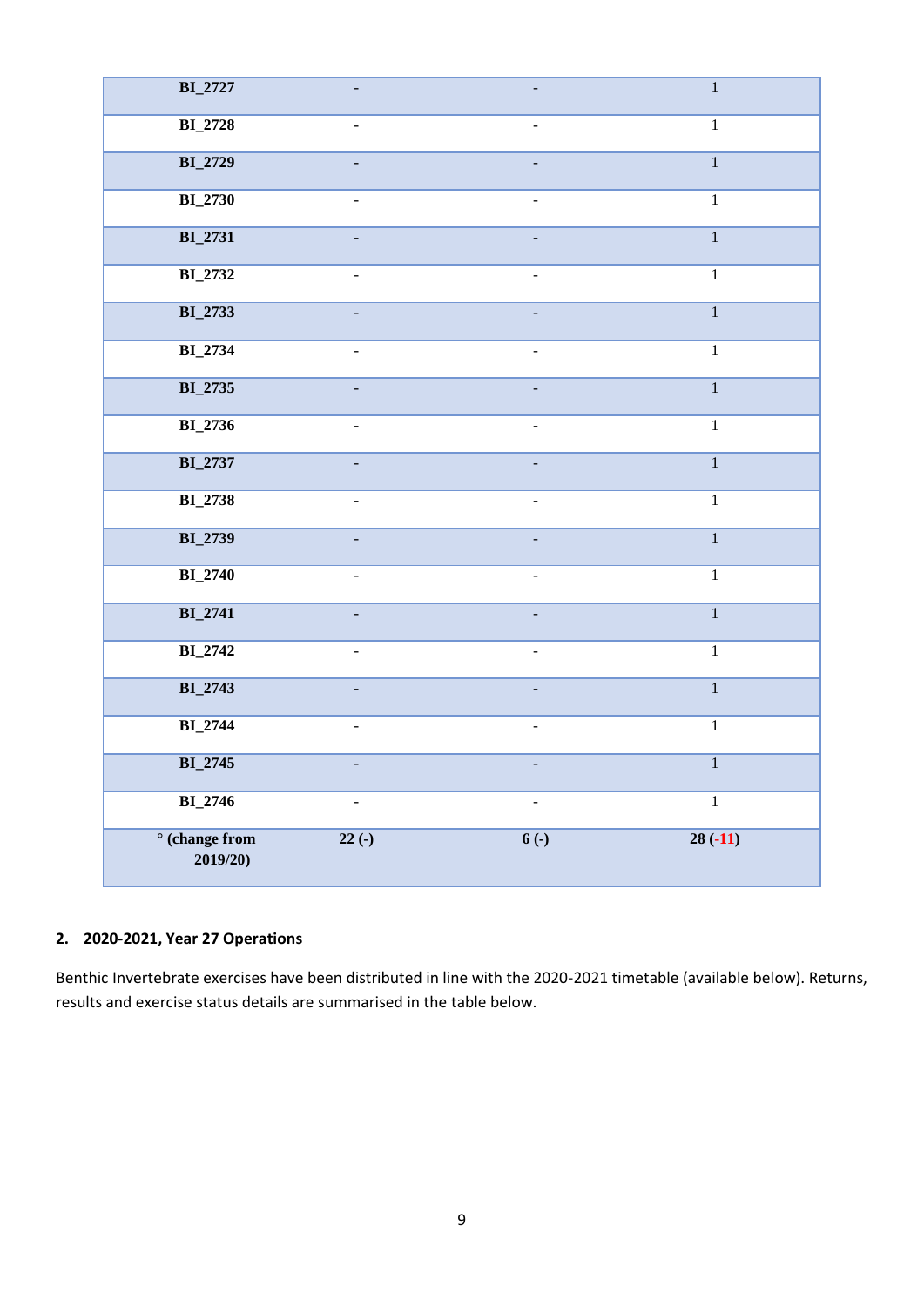| | | | |
|---|---|---|---|
| **BI_2727** | - | - | 1 |
| **BI_2728** | - | - | 1 |
| **BI_2729** | - | - | 1 |
| **BI_2730** | - | - | 1 |
| **BI_2731** | - | - | 1 |
| **BI_2732** | - | - | 1 |
| **BI_2733** | - | - | 1 |
| **BI_2734** | - | - | 1 |
| **BI_2735** | - | - | 1 |
| **BI_2736** | - | - | 1 |
| **BI_2737** | - | - | 1 |
| **BI_2738** | - | - | 1 |
| **BI_2739** | - | - | 1 |
| **BI_2740** | - | - | 1 |
| **BI_2741** | - | - | 1 |
| **BI_2742** | - | - | 1 |
| **BI_2743** | - | - | 1 |
| **BI_2744** | - | - | 1 |
| **BI_2745** | - | - | 1 |
| **BI_2746** | - | - | 1 |
| **° (change from 2019/20)** | **22 (-)** | **6 (-)** | **28 (-11)** |

## 2. 2020-2021, Year 27 Operations

Benthic Invertebrate exercises have been distributed in line with the 2020-2021 timetable (available below). Returns, results and exercise status details are summarised in the table below.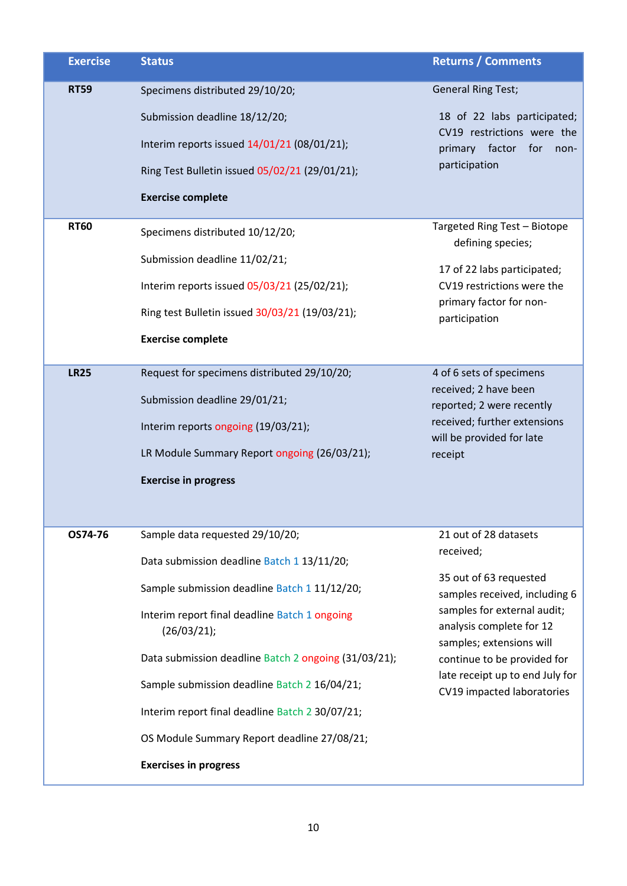| Exercise | Status | Returns / Comments |
|---|---|---|
| **RT59** | Specimens distributed 29/10/20;<br><br>Submission deadline 18/12/20;<br><br>Interim reports issued 14/01/21 (08/01/21);<br><br>Ring Test Bulletin issued 05/02/21 (29/01/21);<br><br>**Exercise complete** | General Ring Test;<br><br>18 of 22 labs participated; CV19 restrictions were the primary factor for non-participation |
| **RT60** | Specimens distributed 10/12/20;<br><br>Submission deadline 11/02/21;<br><br>Interim reports issued 05/03/21 (25/02/21);<br><br>Ring test Bulletin issued 30/03/21 (19/03/21);<br><br>**Exercise complete** | Targeted Ring Test – Biotope defining species;<br><br>17 of 22 labs participated; CV19 restrictions were the primary factor for non-participation |
| **LR25** | Request for specimens distributed 29/10/20;<br><br>Submission deadline 29/01/21;<br><br>Interim reports ongoing (19/03/21);<br><br>LR Module Summary Report ongoing (26/03/21);<br><br>**Exercise in progress** | 4 of 6 sets of specimens received; 2 have been reported; 2 were recently received; further extensions will be provided for late receipt |
| **OS74-76** | Sample data requested 29/10/20;<br><br>Data submission deadline Batch 1 13/11/20;<br><br>Sample submission deadline Batch 1 11/12/20;<br><br>Interim report final deadline Batch 1 ongoing (26/03/21);<br><br>Data submission deadline Batch 2 ongoing (31/03/21);<br><br>Sample submission deadline Batch 2 16/04/21;<br><br>Interim report final deadline Batch 2 30/07/21;<br><br>OS Module Summary Report deadline 27/08/21;<br><br>**Exercises in progress** | 21 out of 28 datasets received;<br><br>35 out of 63 requested samples received, including 6 samples for external audit; analysis complete for 12 samples; extensions will continue to be provided for late receipt up to end July for CV19 impacted laboratories |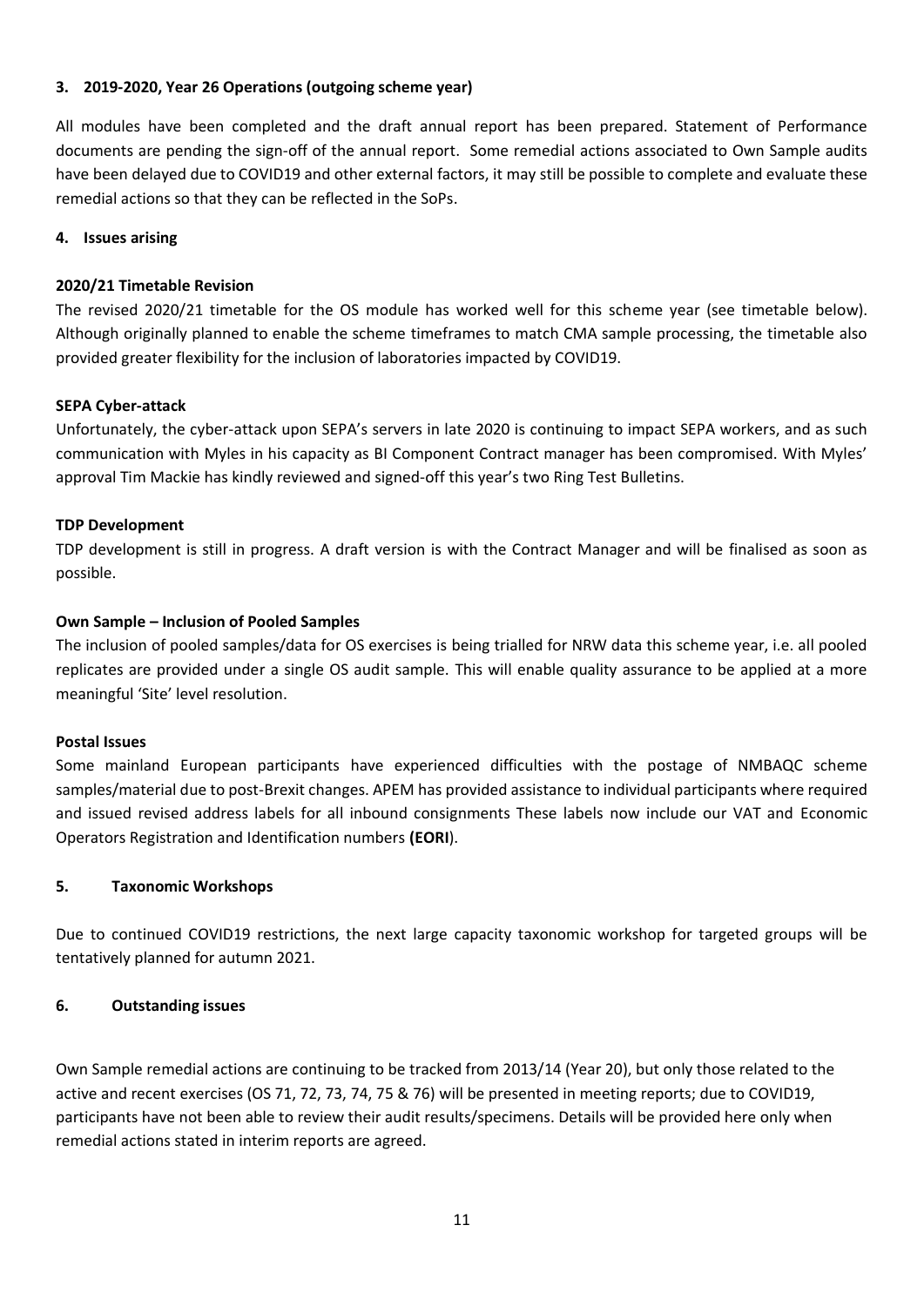## 3. 2019-2020, Year 26 Operations (outgoing scheme year)

All modules have been completed and the draft annual report has been prepared. Statement of Performance documents are pending the sign-off of the annual report. Some remedial actions associated to Own Sample audits have been delayed due to COVID19 and other external factors, it may still be possible to complete and evaluate these remedial actions so that they can be reflected in the SoPs.

## 4. Issues arising

### 2020/21 Timetable Revision

The revised 2020/21 timetable for the OS module has worked well for this scheme year (see timetable below). Although originally planned to enable the scheme timeframes to match CMA sample processing, the timetable also provided greater flexibility for the inclusion of laboratories impacted by COVID19.

### SEPA Cyber-attack

Unfortunately, the cyber-attack upon SEPA's servers in late 2020 is continuing to impact SEPA workers, and as such communication with Myles in his capacity as BI Component Contract manager has been compromised. With Myles' approval Tim Mackie has kindly reviewed and signed-off this year's two Ring Test Bulletins.

### TDP Development

TDP development is still in progress. A draft version is with the Contract Manager and will be finalised as soon as possible.

### Own Sample – Inclusion of Pooled Samples

The inclusion of pooled samples/data for OS exercises is being trialled for NRW data this scheme year, i.e. all pooled replicates are provided under a single OS audit sample. This will enable quality assurance to be applied at a more meaningful 'Site' level resolution.

### Postal Issues

Some mainland European participants have experienced difficulties with the postage of NMBAQC scheme samples/material due to post-Brexit changes. APEM has provided assistance to individual participants where required and issued revised address labels for all inbound consignments These labels now include our VAT and Economic Operators Registration and Identification numbers **(EORI**).

## 5. Taxonomic Workshops

Due to continued COVID19 restrictions, the next large capacity taxonomic workshop for targeted groups will be tentatively planned for autumn 2021.

## 6. Outstanding issues

Own Sample remedial actions are continuing to be tracked from 2013/14 (Year 20), but only those related to the active and recent exercises (OS 71, 72, 73, 74, 75 & 76) will be presented in meeting reports; due to COVID19, participants have not been able to review their audit results/specimens. Details will be provided here only when remedial actions stated in interim reports are agreed.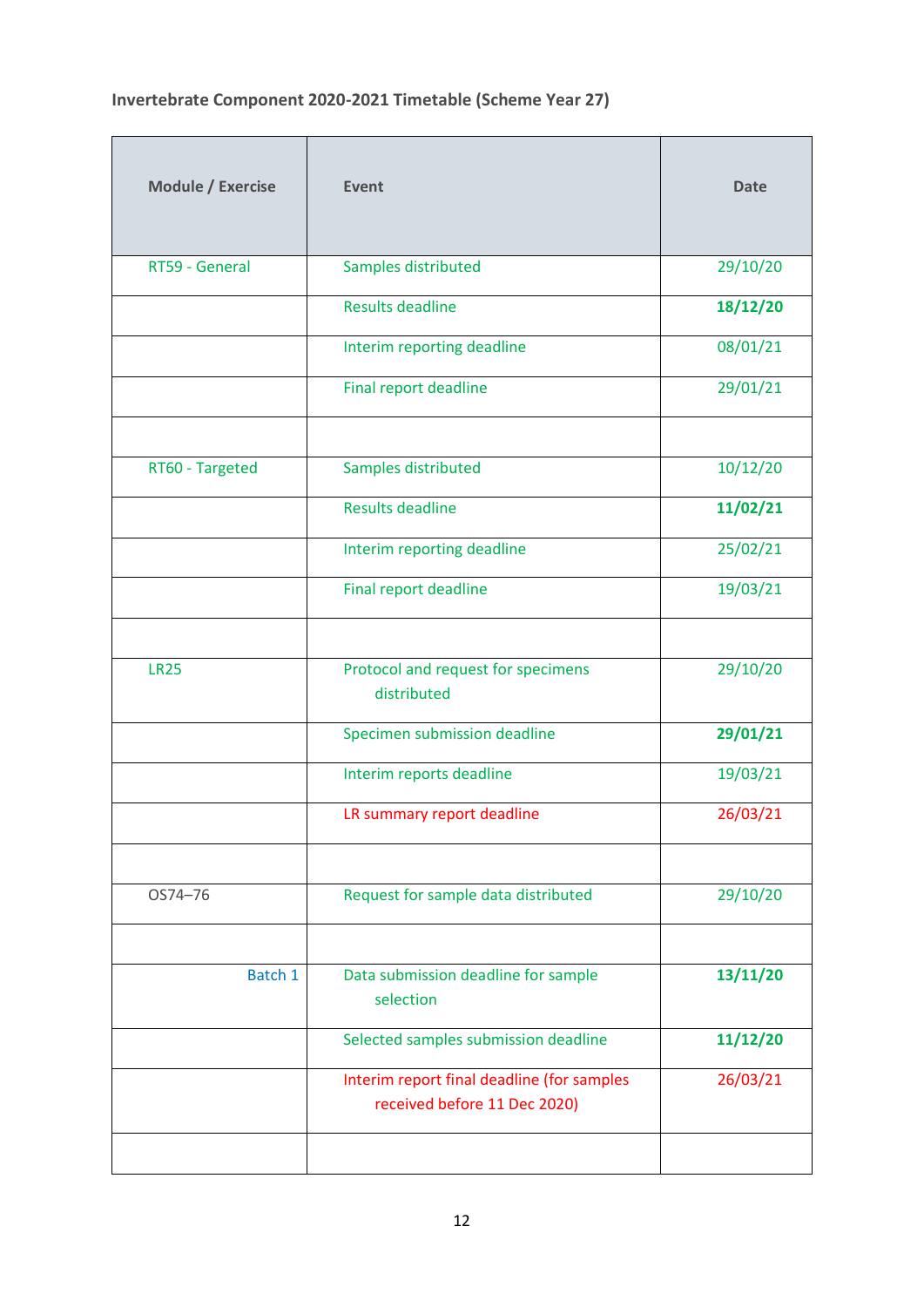**Invertebrate Component 2020-2021 Timetable (Scheme Year 27)**

| Module / Exercise | Event | Date |
|---|---|---|
| RT59 - General | Samples distributed | 29/10/20 |
| | Results deadline | **18/12/20** |
| | Interim reporting deadline | 08/01/21 |
| | Final report deadline | 29/01/21 |
| | | |
| RT60 - Targeted | Samples distributed | 10/12/20 |
| | Results deadline | **11/02/21** |
| | Interim reporting deadline | 25/02/21 |
| | Final report deadline | 19/03/21 |
| | | |
| LR25 | Protocol and request for specimens distributed | 29/10/20 |
| | Specimen submission deadline | **29/01/21** |
| | Interim reports deadline | 19/03/21 |
| | LR summary report deadline | 26/03/21 |
| | | |
| OS74–76 | Request for sample data distributed | 29/10/20 |
| | | |
| Batch 1 | Data submission deadline for sample selection | **13/11/20** |
| | Selected samples submission deadline | **11/12/20** |
| | Interim report final deadline (for samples received before 11 Dec 2020) | 26/03/21 |
| | | |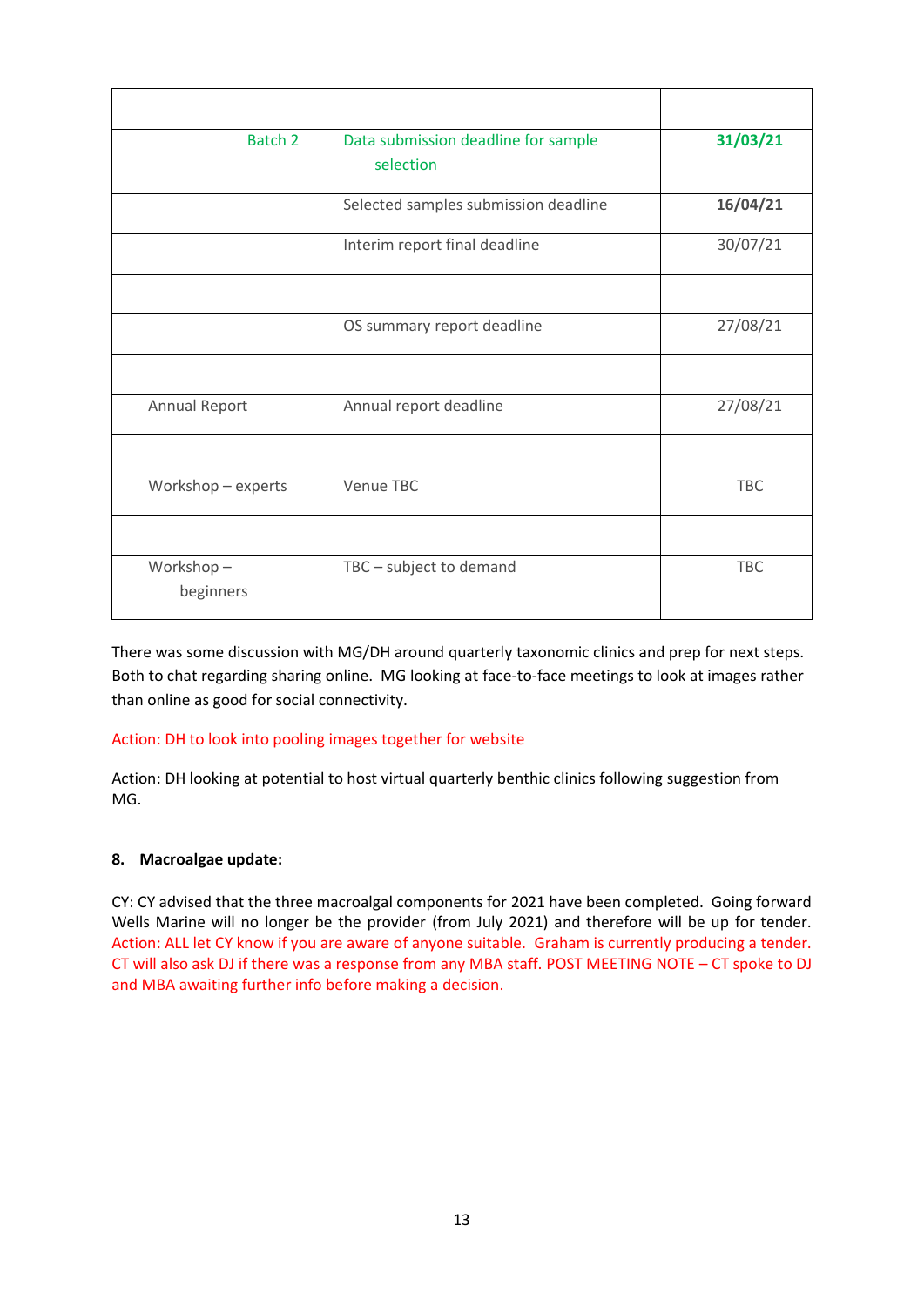| | | |
|---|---|---|
| Batch 2 | Data submission deadline for sample selection | **31/03/21** |
| | Selected samples submission deadline | **16/04/21** |
| | Interim report final deadline | 30/07/21 |
| | | |
| | OS summary report deadline | 27/08/21 |
| | | |
| Annual Report | Annual report deadline | 27/08/21 |
| | | |
| Workshop – experts | Venue TBC | TBC |
| | | |
| Workshop – beginners | TBC – subject to demand | TBC |

There was some discussion with MG/DH around quarterly taxonomic clinics and prep for next steps. Both to chat regarding sharing online. MG looking at face-to-face meetings to look at images rather than online as good for social connectivity.

Action: DH to look into pooling images together for website

Action: DH looking at potential to host virtual quarterly benthic clinics following suggestion from MG.

**8. Macroalgae update:**

CY: CY advised that the three macroalgal components for 2021 have been completed. Going forward Wells Marine will no longer be the provider (from July 2021) and therefore will be up for tender. Action: ALL let CY know if you are aware of anyone suitable. Graham is currently producing a tender. CT will also ask DJ if there was a response from any MBA staff. POST MEETING NOTE – CT spoke to DJ and MBA awaiting further info before making a decision.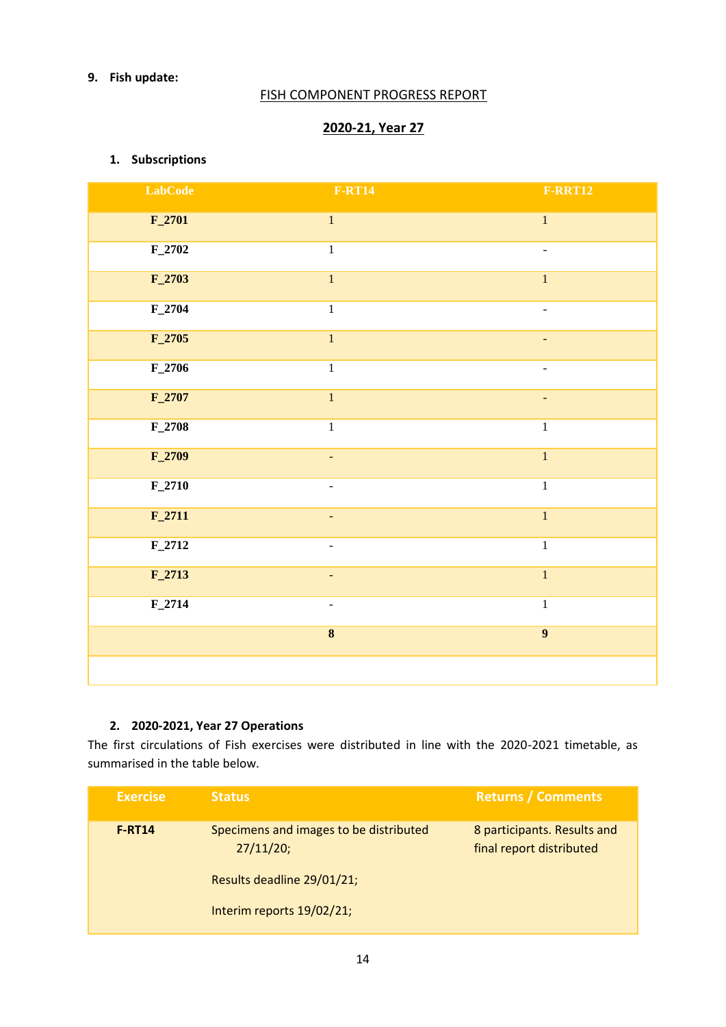9. **Fish update:**

FISH COMPONENT PROGRESS REPORT

**2020-21, Year 27**

1. **Subscriptions**

| LabCode | F-RT14 | F-RRT12 |
|---|---|---|
| **F_2701** | 1 | 1 |
| **F_2702** | 1 | - |
| **F_2703** | 1 | 1 |
| **F_2704** | 1 | - |
| **F_2705** | 1 | - |
| **F_2706** | 1 | - |
| **F_2707** | 1 | - |
| **F_2708** | 1 | 1 |
| **F_2709** | - | 1 |
| **F_2710** | - | 1 |
| **F_2711** | - | 1 |
| **F_2712** | - | 1 |
| **F_2713** | - | 1 |
| **F_2714** | - | 1 |
| | **8** | **9** |
| | | |

2. **2020-2021, Year 27 Operations**

The first circulations of Fish exercises were distributed in line with the 2020-2021 timetable, as summarised in the table below.

| Exercise | Status | Returns / Comments |
|---|---|---|
| **F-RT14** | Specimens and images to be distributed 27/11/20;<br><br>Results deadline 29/01/21;<br><br>Interim reports 19/02/21; | 8 participants. Results and final report distributed |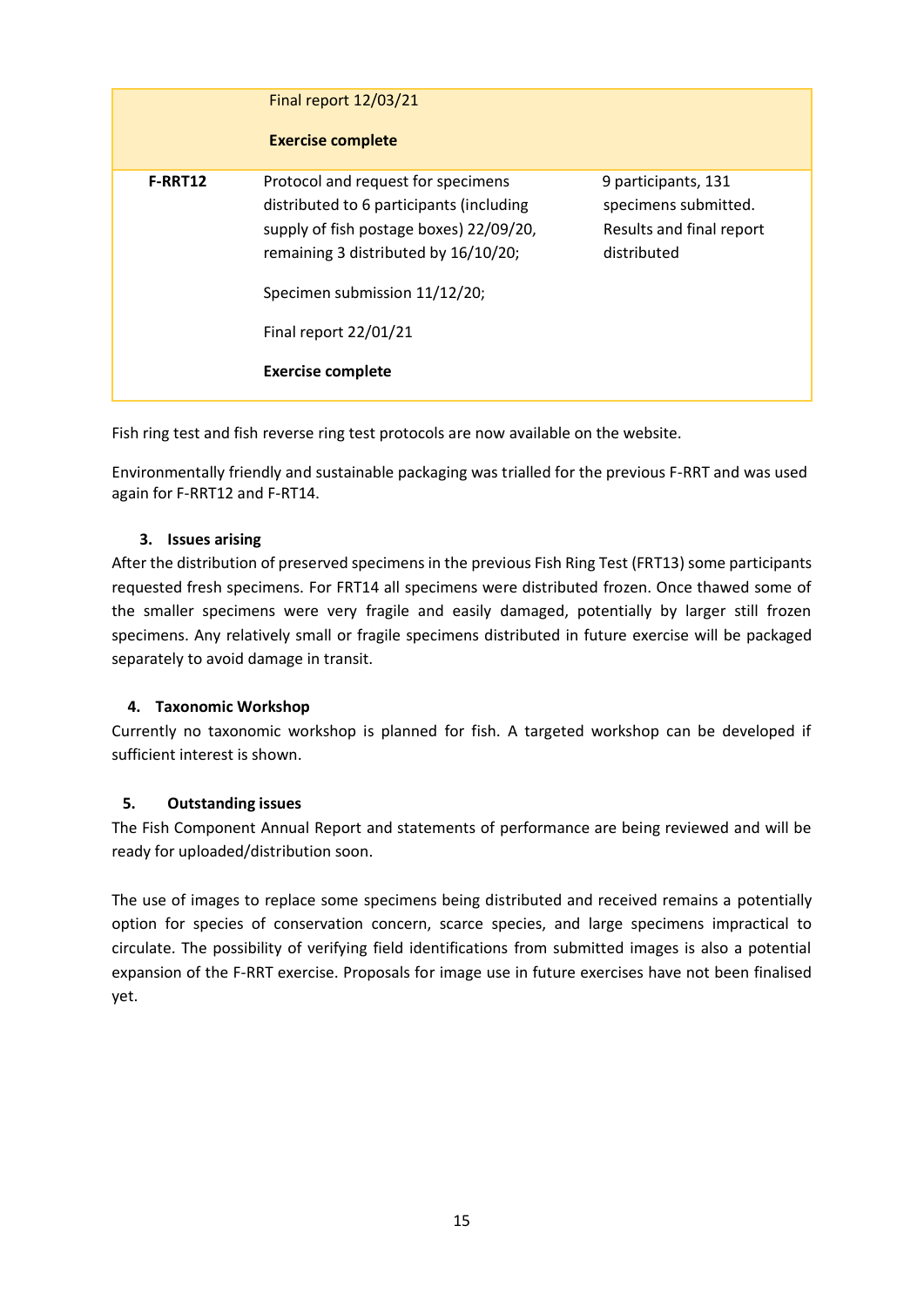| | | |
|---|---|---|
| | Final report 12/03/21<br><br>**Exercise complete** | |
| **F-RRT12** | Protocol and request for specimens distributed to 6 participants (including supply of fish postage boxes) 22/09/20, remaining 3 distributed by 16/10/20;<br><br>Specimen submission 11/12/20;<br><br>Final report 22/01/21<br><br>**Exercise complete** | 9 participants, 131 specimens submitted. Results and final report distributed |

Fish ring test and fish reverse ring test protocols are now available on the website.

Environmentally friendly and sustainable packaging was trialled for the previous F-RRT and was used again for F-RRT12 and F-RT14.

### 3. Issues arising

After the distribution of preserved specimens in the previous Fish Ring Test (FRT13) some participants requested fresh specimens. For FRT14 all specimens were distributed frozen. Once thawed some of the smaller specimens were very fragile and easily damaged, potentially by larger still frozen specimens. Any relatively small or fragile specimens distributed in future exercise will be packaged separately to avoid damage in transit.

### 4. Taxonomic Workshop

Currently no taxonomic workshop is planned for fish. A targeted workshop can be developed if sufficient interest is shown.

### 5. Outstanding issues

The Fish Component Annual Report and statements of performance are being reviewed and will be ready for uploaded/distribution soon.

The use of images to replace some specimens being distributed and received remains a potentially option for species of conservation concern, scarce species, and large specimens impractical to circulate. The possibility of verifying field identifications from submitted images is also a potential expansion of the F-RRT exercise. Proposals for image use in future exercises have not been finalised yet.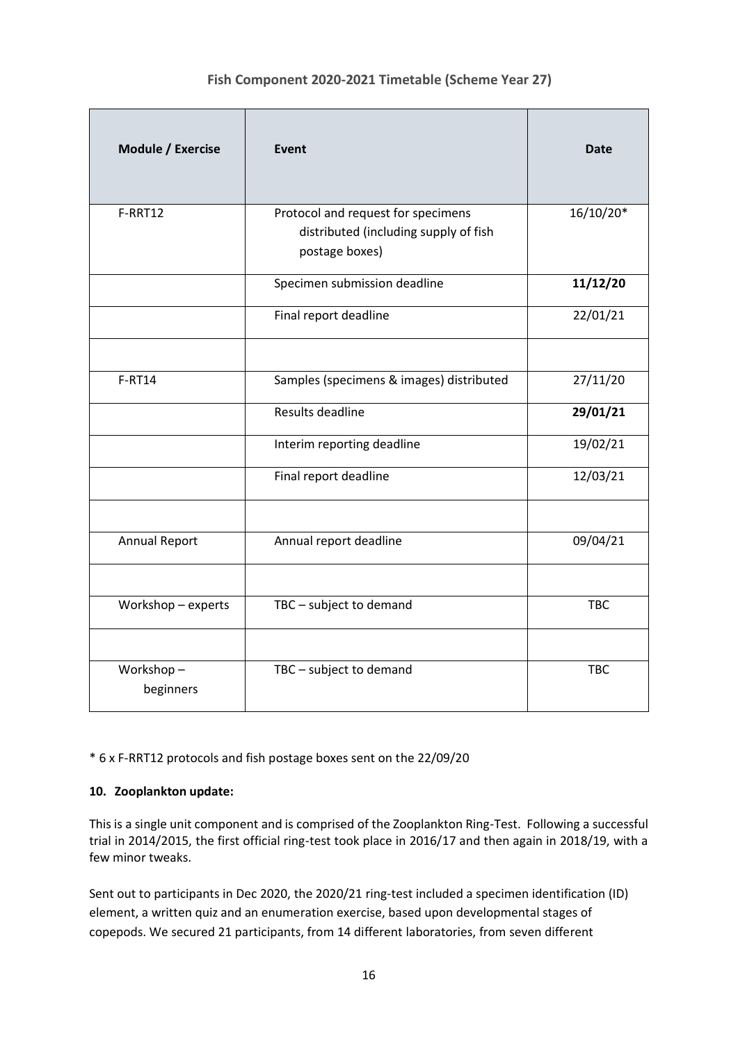### Fish Component 2020-2021 Timetable (Scheme Year 27)

| Module / Exercise | Event | Date |
|---|---|---|
| F-RRT12 | Protocol and request for specimens distributed (including supply of fish postage boxes) | 16/10/20* |
| | Specimen submission deadline | **11/12/20** |
| | Final report deadline | 22/01/21 |
| | | |
| F-RT14 | Samples (specimens & images) distributed | 27/11/20 |
| | Results deadline | **29/01/21** |
| | Interim reporting deadline | 19/02/21 |
| | Final report deadline | 12/03/21 |
| | | |
| Annual Report | Annual report deadline | 09/04/21 |
| | | |
| Workshop – experts | TBC – subject to demand | TBC |
| | | |
| Workshop – beginners | TBC – subject to demand | TBC |

* 6 x F-RRT12 protocols and fish postage boxes sent on the 22/09/20

**10. Zooplankton update:**

This is a single unit component and is comprised of the Zooplankton Ring-Test. Following a successful trial in 2014/2015, the first official ring-test took place in 2016/17 and then again in 2018/19, with a few minor tweaks.

Sent out to participants in Dec 2020, the 2020/21 ring-test included a specimen identification (ID) element, a written quiz and an enumeration exercise, based upon developmental stages of copepods. We secured 21 participants, from 14 different laboratories, from seven different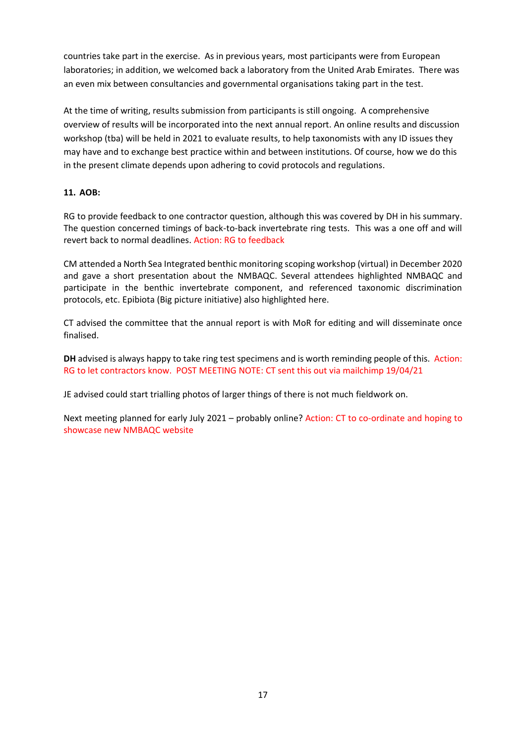countries take part in the exercise. As in previous years, most participants were from European laboratories; in addition, we welcomed back a laboratory from the United Arab Emirates. There was an even mix between consultancies and governmental organisations taking part in the test.

At the time of writing, results submission from participants is still ongoing. A comprehensive overview of results will be incorporated into the next annual report. An online results and discussion workshop (tba) will be held in 2021 to evaluate results, to help taxonomists with any ID issues they may have and to exchange best practice within and between institutions. Of course, how we do this in the present climate depends upon adhering to covid protocols and regulations.

**11. AOB:**

RG to provide feedback to one contractor question, although this was covered by DH in his summary. The question concerned timings of back-to-back invertebrate ring tests. This was a one off and will revert back to normal deadlines. Action: RG to feedback

CM attended a North Sea Integrated benthic monitoring scoping workshop (virtual) in December 2020 and gave a short presentation about the NMBAQC. Several attendees highlighted NMBAQC and participate in the benthic invertebrate component, and referenced taxonomic discrimination protocols, etc. Epibiota (Big picture initiative) also highlighted here.

CT advised the committee that the annual report is with MoR for editing and will disseminate once finalised.

**DH** advised is always happy to take ring test specimens and is worth reminding people of this. Action: RG to let contractors know. POST MEETING NOTE: CT sent this out via mailchimp 19/04/21

JE advised could start trialling photos of larger things of there is not much fieldwork on.

Next meeting planned for early July 2021 – probably online? Action: CT to co-ordinate and hoping to showcase new NMBAQC website